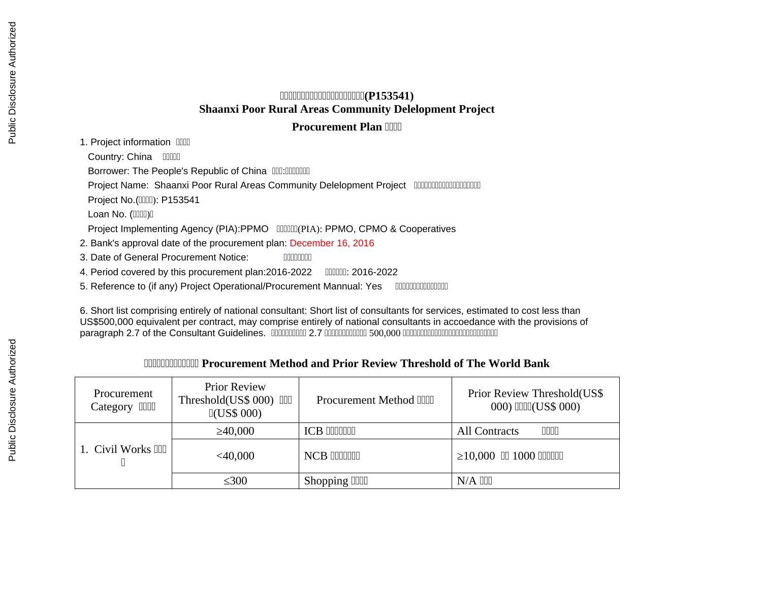# (P153541)
# Shaanxi Poor Rural Areas Community Delelopment Project

## Procurement Plan

1. Project information
   - Country: China
   - Borrower: The People's Republic of China
   - Project Name: Shaanxi Poor Rural Areas Community Delelopment Project
   - Project No.(): P153541
   - Loan No. ()
   - Project Implementing Agency (PIA):PPMO (PIA): PPMO, CPMO & Cooperatives
2. Bank's approval date of the procurement plan: December 16, 2016
3. Date of General Procurement Notice:
4. Period covered by this procurement plan:2016-2022 : 2016-2022
5. Reference to (if any) Project Operational/Procurement Mannual: Yes

6. Short list comprising entirely of national consultant: Short list of consultants for services, estimated to cost less than US$500,000 equivalent per contract, may comprise entirely of national consultants in accoedance with the provisions of paragraph 2.7 of the Consultant Guidelines. 2.7 500,000

### Procurement Method and Prior Review Threshold of The World Bank

| Procurement Category | Prior Review Threshold(US$ 000) (US$ 000) | Procurement Method | Prior Review Threshold(US$ 000) (US$ 000) |
|---|---|---|---|
| 1. Civil Works | ≥40,000 | ICB | All Contracts |
| | <40,000 | NCB | ≥10,000 1000 |
| | ≤300 | Shopping | N/A |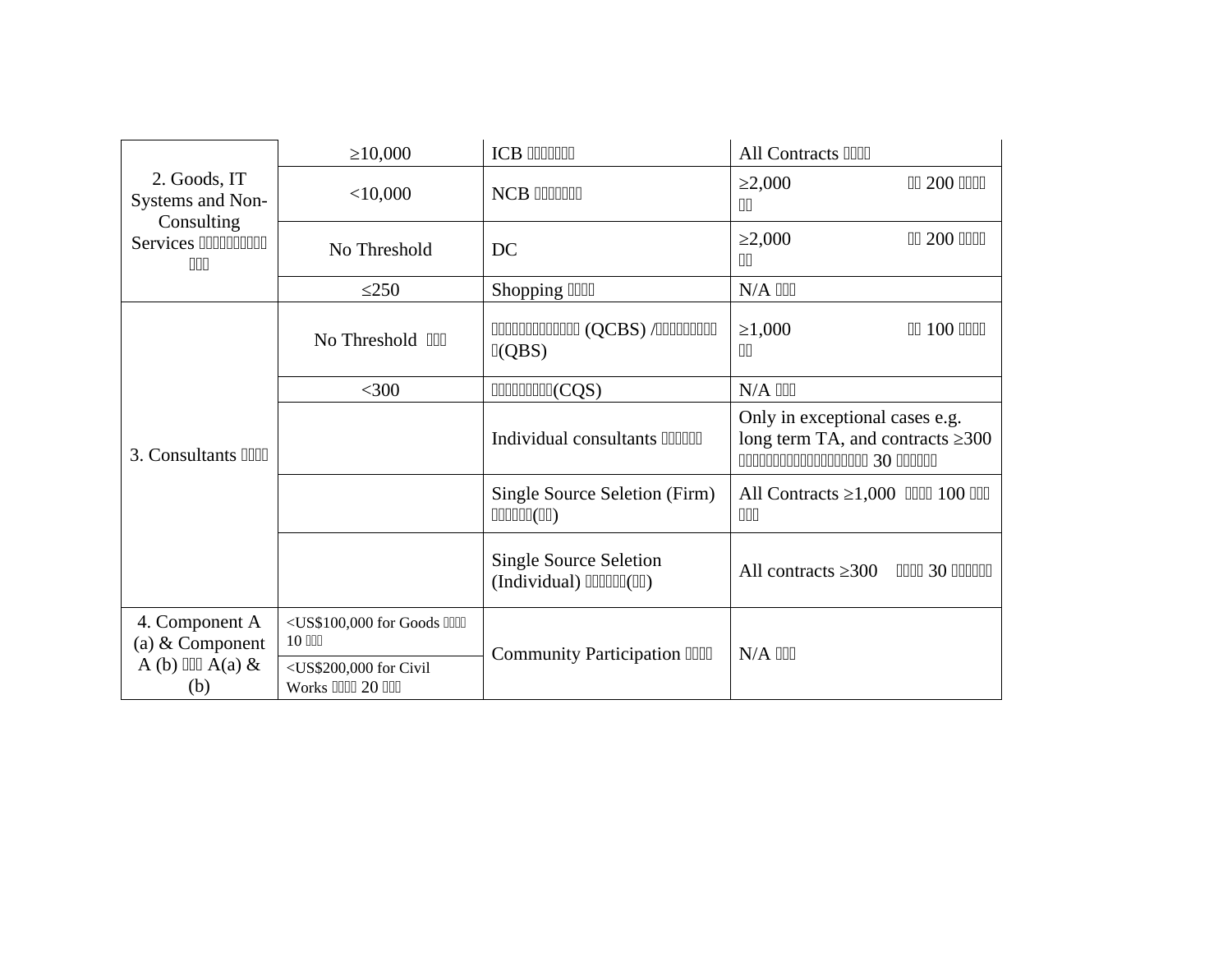| | | | |
|---|---|---|---|
| 2. Goods, IT Systems and Non-Consulting Services | ≥10,000 | ICB | All Contracts |
| | <10,000 | NCB | ≥2,000 200 |
| | No Threshold | DC | ≥2,000 200 |
| | ≤250 | Shopping | N/A |
| 3. Consultants | No Threshold | (QCBS) / (QBS) | ≥1,000 100 |
| | <300 | (CQS) | N/A |
| | | Individual consultants | Only in exceptional cases e.g. long term TA, and contracts ≥300 30 |
| | | Single Source Seletion (Firm) | All Contracts ≥1,000 100 |
| | | Single Source Seletion (Individual) | All contracts ≥300 30 |
| 4. Component A (a) & Component A (b) A(a) & (b) | <US$100,000 for Goods 10 | Community Participation | N/A |
| | <US$200,000 for Civil Works 20 | | |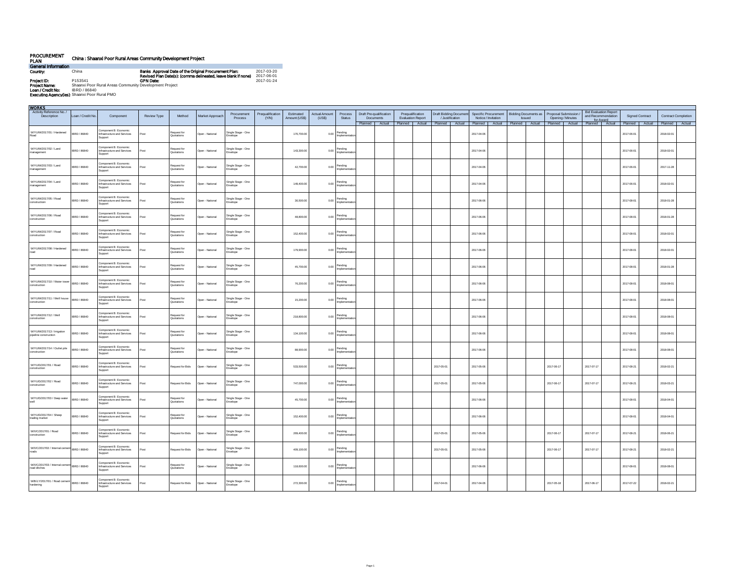# PROCUREMENT PLAN

## China : Shaanxi Poor Rural Areas Community Development Project

### General Information

**Country:** China

**Banks Approval Date of the Original Procurement Plan:** 2017-03-20

**Revised Plan Date(s): (comma delineated, leave blank if none)** 2017-06-01

**Project ID:** P153541

**GPN Date:** 2017-01-24

**Project Name:** Shaanxi Poor Rural Areas Community Development Project

**Loan / Credit No:** IBRD / 86840

**Executing Agency(ies):** Shaanxi Poor Rural PMO

### WORKS

| Activity Reference No. / Description | Loan / Credit No. | Component | Review Type | Method | Market Approach | Procurement Process | Prequalification (Y/N) | Estimated Amount (US$) | Actual Amount (US$) | Process Status | Draft Pre-qualification Documents | | Prequalification Evaluation Report | | Draft Bidding Document / Justification | | Specific Procurement Notice / Invitation | | Bidding Documents as Issued | | Proposal Submission / Opening / Minutes | | Bid Evaluation Report and Recommendation for Award | | Signed Contract | | Contract Completion | |
|---|---|---|---|---|---|---|---|---|---|---|---|---|---|---|---|---|---|---|---|---|---|---|---|---|---|---|---|---|
| | | | | | | | | | | | Planned | Actual | Planned | Actual | Planned | Actual | Planned | Actual | Planned | Actual | Planned | Actual | Planned | Actual | Planned | Actual | Planned | Actual |
| W/YJ/M/2017/01 / Hardened Road | IBRD / 86840 | Component B: Economic Infrastructure and Services Support | Post | Request for Quotations | Open - National | Single Stage - One Envelope | | 170,700.00 | 0.00 | Pending Implementation | | | | | | | 2017-04-06 | | | | | | | | 2017-06-01 | | 2018-02-01 | |
| W/YJ/M/2017/02 / Land management | IBRD / 86840 | Component B: Economic Infrastructure and Services Support | Post | Request for Quotations | Open - National | Single Stage - One Envelope | | 143,300.00 | 0.00 | Pending Implementation | | | | | | | 2017-04-06 | | | | | | | | 2017-06-01 | | 2018-02-01 | |
| W/YJ/M/2017/03 / Land management | IBRD / 86840 | Component B: Economic Infrastructure and Services Support | Post | Request for Quotations | Open - National | Single Stage - One Envelope | | 42,700.00 | 0.00 | Pending Implementation | | | | | | | 2017-04-06 | | | | | | | | 2017-06-01 | | 2017-11-28 | |
| W/YJ/M/2017/04 / Land management | IBRD / 86840 | Component B: Economic Infrastructure and Services Support | Post | Request for Quotations | Open - National | Single Stage - One Envelope | | 149,400.00 | 0.00 | Pending Implementation | | | | | | | 2017-04-06 | | | | | | | | 2017-06-01 | | 2018-02-01 | |
| W/YJ/M/2017/05 / Road constructioin | IBRD / 86840 | Component B: Economic Infrastructure and Services Support | Post | Request for Quotations | Open - National | Single Stage - One Envelope | | 30,500.00 | 0.00 | Pending Implementation | | | | | | | 2017-06-06 | | | | | | | | 2017-08-01 | | 2018-01-28 | |
| W/YJ/M/2017/06 / Road construction | IBRD / 86840 | Component B: Economic Infrastructure and Services Support | Post | Request for Quotations | Open - National | Single Stage - One Envelope | | 48,800.00 | 0.00 | Pending Implementation | | | | | | | 2017-06-06 | | | | | | | | 2017-08-01 | | 2018-01-28 | |
| W/YJ/M/2017/07 / Road construction | IBRD / 86840 | Component B: Economic Infrastructure and Services Support | Post | Request for Quotations | Open - National | Single Stage - One Envelope | | 152,400.00 | 0.00 | Pending Implementation | | | | | | | 2017-06-06 | | | | | | | | 2017-08-01 | | 2018-02-01 | |
| W/YJ/M/2017/08 / Hardened road | IBRD / 86840 | Component B: Economic Infrastructure and Services Support | Post | Request for Quotations | Open - National | Single Stage - One Envelope | | 179,900.00 | 0.00 | Pending Implementation | | | | | | | 2017-06-06 | | | | | | | | 2017-08-01 | | 2018-02-01 | |
| W/YJ/M/2017/09 / Hardened road | IBRD / 86840 | Component B: Economic Infrastructure and Services Support | Post | Request for Quotations | Open - National | Single Stage - One Envelope | | 45,700.00 | 0.00 | Pending Implementation | | | | | | | 2017-06-06 | | | | | | | | 2017-08-01 | | 2018-01-28 | |
| W/YJ/M/2017/10 / Water tower construction | IBRD / 86840 | Component B: Economic Infrastructure and Services Support | Post | Request for Quotations | Open - National | Single Stage - One Envelope | | 76,200.00 | 0.00 | Pending Implementation | | | | | | | 2017-06-06 | | | | | | | | 2017-08-01 | | 2018-08-01 | |
| W/YJ/M/2017/11 / Well house construction | IBRD / 86840 | Component B: Economic Infrastructure and Services Support | Post | Request for Quotations | Open - National | Single Stage - One Envelope | | 15,200.00 | 0.00 | Pending Implementation | | | | | | | 2017-06-06 | | | | | | | | 2017-08-01 | | 2018-08-01 | |
| W/YJ/M/2017/12 / Well construction | IBRD / 86840 | Component B: Economic Infrastructure and Services Support | Post | Request for Quotations | Open - National | Single Stage - One Envelope | | 218,800.00 | 0.00 | Pending Implementation | | | | | | | 2017-06-06 | | | | | | | | 2017-08-01 | | 2018-08-01 | |
| W/YJ/M/2017/13 / Irrigation pipeline construction | IBRD / 86840 | Component B: Economic Infrastructure and Services Support | Post | Request for Quotations | Open - National | Single Stage - One Envelope | | 134,100.00 | 0.00 | Pending Implementation | | | | | | | 2017-06-06 | | | | | | | | 2017-08-01 | | 2018-08-01 | |
| W/YJ/M/2017/14 / Outlet pile construction | IBRD / 86840 | Component B: Economic Infrastructure and Services Support | Post | Request for Quotations | Open - National | Single Stage - One Envelope | | 88,900.00 | 0.00 | Pending Implementation | | | | | | | 2017-06-06 | | | | | | | | 2017-08-01 | | 2018-08-01 | |
| W/YJ/D/2017/01 / Road construction | IBRD / 86840 | Component B: Economic Infrastructure and Services Support | Post | Request for Bids | Open - National | Single Stage - One Envelope | | 533,500.00 | 0.00 | Pending Implementation | | | | | 2017-05-01 | | 2017-05-06 | | | | 2017-06-17 | | 2017-07-17 | | 2017-08-21 | | 2018-02-21 | |
| W/YJ/D/2017/02 / Road construction | IBRD / 86840 | Component B: Economic Infrastructure and Services Support | Post | Request for Bids | Open - National | Single Stage - One Envelope | | 747,000.00 | 0.00 | Pending Implementation | | | | | 2017-05-01 | | 2017-05-06 | | | | 2017-06-17 | | 2017-07-17 | | 2017-08-21 | | 2018-03-21 | |
| W/YJ/D/2017/03 / Deep water well | IBRD / 86840 | Component B: Economic Infrastructure and Services Support | Post | Request for Quotations | Open - National | Single Stage - One Envelope | | 45,700.00 | 0.00 | Pending Implementation | | | | | | | 2017-06-06 | | | | | | | | 2017-08-01 | | 2018-04-01 | |
| W/YJ/D/2017/04 / Sheep trading market | IBRD / 86840 | Component B: Economic Infrastructure and Services Support | Post | Request for Quotations | Open - National | Single Stage - One Envelope | | 152,400.00 | 0.00 | Pending Implementation | | | | | | | 2017-06-06 | | | | | | | | 2017-08-01 | | 2018-04-01 | |
| W/X/C/2017/01 / Road construction | IBRD / 86840 | Component B: Economic Infrastructure and Services Support | Post | Request for Bids | Open - National | Single Stage - One Envelope | | 269,400.00 | 0.00 | Pending Implementation | | | | | 2017-05-01 | | 2017-05-06 | | | | 2017-06-17 | | 2017-07-17 | | 2017-08-21 | | 2018-06-21 | |
| W/X/C/2017/02 / Internal cement roads | IBRD / 86840 | Component B: Economic Infrastructure and Services Support | Post | Request for Bids | Open - National | Single Stage - One Envelope | | 409,100.00 | 0.00 | Pending Implementation | | | | | 2017-05-01 | | 2017-05-06 | | | | 2017-06-17 | | 2017-07-17 | | 2017-08-21 | | 2018-02-21 | |
| W/X/C/2017/03 / Internal cement road ditches | IBRD / 86840 | Component B: Economic Infrastructure and Services Support | Post | Request for Quotations | Open - National | Single Stage - One Envelope | | 118,600.00 | 0.00 | Pending Implementation | | | | | | | 2017-06-06 | | | | | | | | 2017-08-01 | | 2018-08-01 | |
| W/B/LY/2017/01 / Road cement hardening | IBRD / 86840 | Component B: Economic Infrastructure and Services Support | Post | Request for Bids | Open - National | Single Stage - One Envelope | | 272,300.00 | 0.00 | Pending Implementation | | | | | 2017-04-01 | | 2017-04-06 | | | | 2017-05-18 | | 2017-06-17 | | 2017-07-22 | | 2018-02-21 | |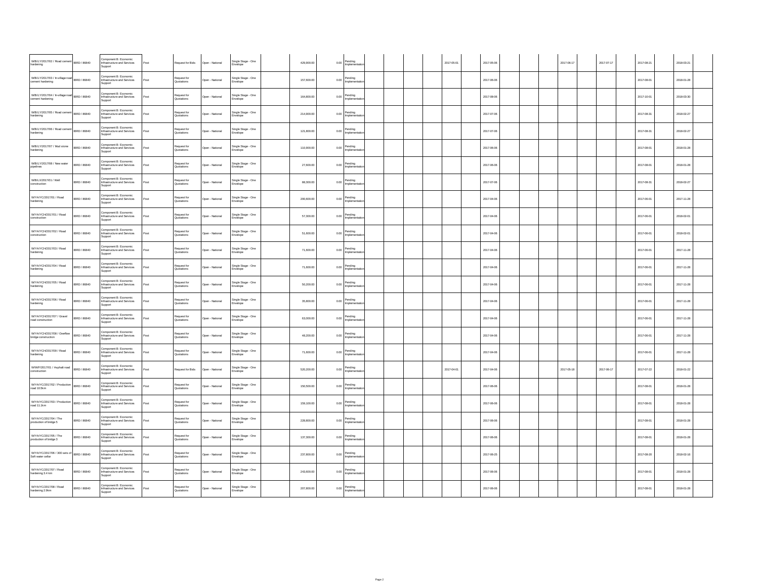| | | | | | | | | | | | | | | | | | | | | | | | | | | | | |
|---|---|---|---|---|---|---|---|---|---|---|---|---|---|---|---|---|---|---|---|---|---|---|---|---|---|---|---|---|
| W/B/LY/2017/02 / Road cement hardening | IBRD / 86840 | Component B: Economic Infrastructure and Services Support | Post | Request for Bids | Open - National | Single Stage - One Envelope | | 429,900.00 | 0.00 | Pending Implementation | | | | | 2017-05-01 | | 2017-05-06 | | | | 2017-06-17 | | 2017-07-17 | | 2017-08-21 | | 2018-03-21 | |
| W/B/LY/2017/03 / In-village road cement hardening | IBRD / 86840 | Component B: Economic Infrastructure and Services Support | Post | Request for Quotations | Open - National | Single Stage - One Envelope | | 157,600.00 | 0.00 | Pending Implementation | | | | | | | 2017-06-06 | | | | | | | | 2017-08-01 | | 2018-01-28 | |
| W/B/LY/2017/04 / In-village road cement hardening | IBRD / 86840 | Component B: Economic Infrastructure and Services Support | Post | Request for Quotations | Open - National | Single Stage - One Envelope | | 164,800.00 | 0.00 | Pending Implementation | | | | | | | 2017-08-06 | | | | | | | | 2017-10-01 | | 2018-03-30 | |
| W/B/LY/2017/05 / Road cement hardening | IBRD / 86840 | Component B: Economic Infrastructure and Services Support | Post | Request for Quotations | Open - National | Single Stage - One Envelope | | 214,900.00 | 0.00 | Pending Implementation | | | | | | | 2017-07-06 | | | | | | | | 2017-08-31 | | 2018-02-27 | |
| W/B/LY/2017/06 / Road cement hardening | IBRD / 86840 | Component B: Economic Infrastructure and Services Support | Post | Request for Quotations | Open - National | Single Stage - One Envelope | | 121,800.00 | 0.00 | Pending Implementation | | | | | | | 2017-07-06 | | | | | | | | 2017-08-31 | | 2018-02-27 | |
| W/B/LY/2017/07 / Mud stone hardening | IBRD / 86840 | Component B: Economic Infrastructure and Services Support | Post | Request for Quotations | Open - National | Single Stage - One Envelope | | 110,900.00 | 0.00 | Pending Implementation | | | | | | | 2017-06-06 | | | | | | | | 2017-08-01 | | 2018-01-28 | |
| W/B/LY/2017/08 / New water pipelines | IBRD / 86840 | Component B: Economic Infrastructure and Services Support | Post | Request for Quotations | Open - National | Single Stage - One Envelope | | 27,600.00 | 0.00 | Pending Implementation | | | | | | | 2017-06-06 | | | | | | | | 2017-08-01 | | 2018-01-28 | |
| W/B/LX/2017/01 / Well construction | IBRD / 86840 | Component B: Economic Infrastructure and Services Support | Post | Request for Quotations | Open - National | Single Stage - One Envelope | | 88,300.00 | 0.00 | Pending Implementation | | | | | | | 2017-07-06 | | | | | | | | 2017-08-31 | | 2018-02-27 | |
| W/YA/YC/2017/01 / Road hardening | IBRD / 86840 | Component B: Economic Infrastructure and Services Support | Post | Request for Quotations | Open - National | Single Stage - One Envelope | | 200,600.00 | 0.00 | Pending Implementation | | | | | | | 2017-04-06 | | | | | | | | 2017-06-01 | | 2017-11-28 | |
| W/YA/YCH/2017/01 / Road construction | IBRD / 86840 | Component B: Economic Infrastructure and Services Support | Post | Request for Quotations | Open - National | Single Stage - One Envelope | | 57,300.00 | 0.00 | Pending Implementation | | | | | | | 2017-04-06 | | | | | | | | 2017-06-01 | | 2018-02-01 | |
| W/YA/YCH/2017/02 / Road construction | IBRD / 86840 | Component B: Economic Infrastructure and Services Support | Post | Request for Quotations | Open - National | Single Stage - One Envelope | | 51,600.00 | 0.00 | Pending Implementation | | | | | | | 2017-04-06 | | | | | | | | 2017-06-01 | | 2018-02-01 | |
| W/YA/YCH/2017/03 / Road hardening | IBRD / 86840 | Component B: Economic Infrastructure and Services Support | Post | Request for Quotations | Open - National | Single Stage - One Envelope | | 71,600.00 | 0.00 | Pending Implementation | | | | | | | 2017-04-06 | | | | | | | | 2017-06-01 | | 2017-11-28 | |
| W/YA/YCH/2017/04 / Road hardening | IBRD / 86840 | Component B: Economic Infrastructure and Services Support | Post | Request for Quotations | Open - National | Single Stage - One Envelope | | 71,600.00 | 0.00 | Pending Implementation | | | | | | | 2017-04-06 | | | | | | | | 2017-06-01 | | 2017-11-28 | |
| W/YA/YCH/2017/05 / Road hardening | IBRD / 86840 | Component B: Economic Infrastructure and Services Support | Post | Request for Quotations | Open - National | Single Stage - One Envelope | | 50,200.00 | 0.00 | Pending Implementation | | | | | | | 2017-04-06 | | | | | | | | 2017-06-01 | | 2017-11-28 | |
| W/YA/YCH/2017/06 / Road hardening | IBRD / 86840 | Component B: Economic Infrastructure and Services Support | Post | Request for Quotations | Open - National | Single Stage - One Envelope | | 35,800.00 | 0.00 | Pending Implementation | | | | | | | 2017-04-06 | | | | | | | | 2017-06-01 | | 2017-11-28 | |
| W/YA/YCH/2017/07 / Gravel road construction | IBRD / 86840 | Component B: Economic Infrastructure and Services Support | Post | Request for Quotations | Open - National | Single Stage - One Envelope | | 63,000.00 | 0.00 | Pending Implementation | | | | | | | 2017-04-06 | | | | | | | | 2017-06-01 | | 2017-11-28 | |
| W/YA/YCH/2017/08 / Overflow bridge construction | IBRD / 86840 | Component B: Economic Infrastructure and Services Support | Post | Request for Quotations | Open - National | Single Stage - One Envelope | | 48,200.00 | 0.00 | Pending Implementation | | | | | | | 2017-04-06 | | | | | | | | 2017-06-01 | | 2017-11-28 | |
| W/YA/YCH/2017/09 / Road hardening | IBRD / 86840 | Component B: Economic Infrastructure and Services Support | Post | Request for Quotations | Open - National | Single Stage - One Envelope | | 71,600.00 | 0.00 | Pending Implementation | | | | | | | 2017-04-06 | | | | | | | | 2017-06-01 | | 2017-11-28 | |
| W/WF/2017/01 / Asphalt road construction | IBRD / 86840 | Component B: Economic Infrastructure and Services Support | Post | Request for Bids | Open - National | Single Stage - One Envelope | | 520,200.00 | 0.00 | Pending Implementation | | | | | 2017-04-01 | | 2017-04-06 | | | | 2017-05-18 | | 2017-06-17 | | 2017-07-22 | | 2018-01-22 | |
| W/YA/YC/2017/02 / Production road 10.5km | IBRD / 86840 | Component B: Economic Infrastructure and Services Support | Post | Request for Quotations | Open - National | Single Stage - One Envelope | | 150,500.00 | 0.00 | Pending Implementation | | | | | | | 2017-06-06 | | | | | | | | 2017-08-01 | | 2018-01-28 | |
| W/YA/YC/2017/03 / Production road 11.1km | IBRD / 86840 | Component B: Economic Infrastructure and Services Support | Post | Request for Quotations | Open - National | Single Stage - One Envelope | | 159,100.00 | 0.00 | Pending Implementation | | | | | | | 2017-06-06 | | | | | | | | 2017-08-01 | | 2018-01-28 | |
| W/YA/YC/2017/04 / The production of bridge 5 | IBRD / 86840 | Component B: Economic Infrastructure and Services Support | Post | Request for Quotations | Open - National | Single Stage - One Envelope | | 228,800.00 | 0.00 | Pending Implementation | | | | | | | 2017-06-06 | | | | | | | | 2017-08-01 | | 2018-01-28 | |
| W/YA/YC/2017/05 / The production of bridge 3 | IBRD / 86840 | Component B: Economic Infrastructure and Services Support | Post | Request for Quotations | Open - National | Single Stage - One Envelope | | 137,300.00 | 0.00 | Pending Implementation | | | | | | | 2017-06-06 | | | | | | | | 2017-08-01 | | 2018-01-28 | |
| W/YA/YC/2017/06 / 300 sets of Soft water cellar | IBRD / 86840 | Component B: Economic Infrastructure and Services Support | Post | Request for Quotations | Open - National | Single Stage - One Envelope | | 237,800.00 | 0.00 | Pending Implementation | | | | | | | 2017-06-25 | | | | | | | | 2017-08-20 | | 2018-02-16 | |
| W/YA/YC/2017/07 / Road hardening 3.4 km | IBRD / 86840 | Component B: Economic Infrastructure and Services Support | Post | Request for Quotations | Open - National | Single Stage - One Envelope | | 243,600.00 | 0.00 | Pending Implementation | | | | | | | 2017-06-06 | | | | | | | | 2017-08-01 | | 2018-01-28 | |
| W/YA/YC/2017/08 / Road hardening 2.9km | IBRD / 86840 | Component B: Economic Infrastructure and Services Support | Post | Request for Quotations | Open - National | Single Stage - One Envelope | | 207,800.00 | 0.00 | Pending Implementation | | | | | | | 2017-06-06 | | | | | | | | 2017-08-01 | | 2018-01-28 | |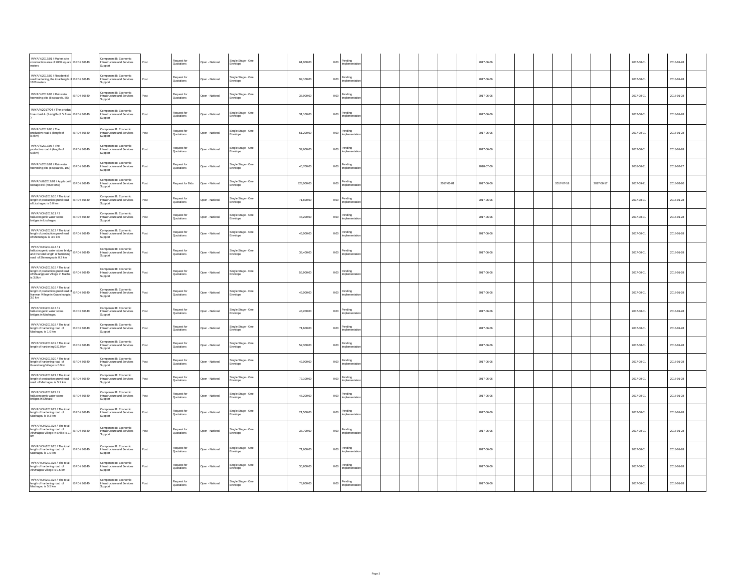| | | | | | | | | | | | | | | | | | | | | | | | | | | | | |
|---|---|---|---|---|---|---|---|---|---|---|---|---|---|---|---|---|---|---|---|---|---|---|---|---|---|---|---|---|
| WYAIY/2017/01 / Market site construction area of 2000 square meters | IBRD / 86840 | Component B: Economic Infrastructure and Services Support | Post | Request for Quotations | Open - National | Single Stage - One Envelope | | 61,000.00 | 0.00 | Pending Implementation | | | | | | | 2017-06-06 | | | | | | | | 2017-08-01 | | 2018-01-28 | |
| WYAIY/2017/02 / Residential road hardening, the total length of 1300 meters | IBRD / 86840 | Component B: Economic Infrastructure and Services Support | Post | Request for Quotations | Open - National | Single Stage - One Envelope | | 99,100.00 | 0.00 | Pending Implementation | | | | | | | 2017-06-06 | | | | | | | | 2017-08-01 | | 2018-01-28 | |
| WYAIY/2017/03 / Rainwater harvesing pits (8 squarela, 85) | IBRD / 86840 | Component B: Economic Infrastructure and Services Support | Post | Request for Quotations | Open - National | Single Stage - One Envelope | | 38,900.00 | 0.00 | Pending Implementation | | | | | | | 2017-06-06 | | | | | | | | 2017-08-01 | | 2018-01-28 | |
| WYAIY/2017/04 / The productive road 4 (Length of 5.1km ) | IBRD / 86840 | Component B: Economic Infrastructure and Services Support | Post | Request for Quotations | Open - National | Single Stage - One Envelope | | 31,100.00 | 0.00 | Pending Implementation | | | | | | | 2017-06-06 | | | | | | | | 2017-08-01 | | 2018-01-28 | |
| WYAIY/2017/05 / The productive road 5 (length of 8.4km) | IBRD / 86840 | Component B: Economic Infrastructure and Services Support | Post | Request for Quotations | Open - National | Single Stage - One Envelope | | 51,200.00 | 0.00 | Pending Implementation | | | | | | | 2017-06-06 | | | | | | | | 2017-08-01 | | 2018-01-28 | |
| WYAIY/2017/06 / The productive road 4 (length of 6.5km) | IBRD / 86840 | Component B: Economic Infrastructure and Services Support | Post | Request for Quotations | Open - National | Single Stage - One Envelope | | 39,600.00 | 0.00 | Pending Implementation | | | | | | | 2017-06-06 | | | | | | | | 2017-08-01 | | 2018-01-28 | |
| WYAIY/2018/01 / Rainwater harvesting pits (8 squarela, 100) | IBRD / 86840 | Component B: Economic Infrastructure and Services Support | Post | Request for Quotations | Open - National | Single Stage - One Envelope | | 45,700.00 | 0.00 | Pending Implementation | | | | | | | 2018-07-06 | | | | | | | | 2018-08-31 | | 2019-02-27 | |
| WYAIY/G/2017/01 / Apple cold storage civil (4000 tons) | IBRD / 86840 | Component B: Economic Infrastructure and Services Support | Post | Request for Bids | Open - National | Single Stage - One Envelope | | 828,000.00 | 0.00 | Pending Implementation | | | | | 2017-06-01 | | 2017-06-06 | | | | 2017-07-18 | | 2017-08-17 | | 2017-09-21 | | 2018-03-20 | |
| WYAIYCH/2017/10 / The total length of production gravel road of Liuchagou is 5.0 km | IBRD / 86840 | Component B: Economic Infrastructure and Services Support | Post | Request for Quotations | Open - National | Single Stage - One Envelope | | 71,600.00 | 0.00 | Pending Implementation | | | | | | | 2017-06-06 | | | | | | | | 2017-08-01 | | 2018-01-28 | |
| WYAIYCH/2017/11 / 2 hallucinogenic water stone bridges in Liuchagou | IBRD / 86840 | Component B: Economic Infrastructure and Services Support | Post | Request for Quotations | Open - National | Single Stage - One Envelope | | 48,200.00 | 0.00 | Pending Implementation | | | | | | | 2017-06-06 | | | | | | | | 2017-08-01 | | 2018-01-28 | |
| WYAIYCH/2017/13 / The total length of production gravel road of Shimengou is 3.0 km | IBRD / 86840 | Component B: Economic Infrastructure and Services Support | Post | Request for Quotations | Open - National | Single Stage - One Envelope | | 43,000.00 | 0.00 | Pending Implementation | | | | | | | 2017-06-06 | | | | | | | | 2017-08-01 | | 2018-01-28 | |
| WYAIYCH/2017/14 / 1 hallucinogenic water stone bridge and the total length of hardening road of Shimengou is 0.2 km | IBRD / 86840 | Component B: Economic Infrastructure and Services Support | Post | Request for Quotations | Open - National | Single Stage - One Envelope | | 38,400.00 | 0.00 | Pending Implementation | | | | | | | 2017-06-06 | | | | | | | | 2017-08-01 | | 2018-01-28 | |
| WYAIYCH/2017/15 / The total length of production gravel road of Shuangquan Village in Macha is 3.8km | IBRD / 86840 | Component B: Economic Infrastructure and Services Support | Post | Request for Quotations | Open - National | Single Stage - One Envelope | | 55,900.00 | 0.00 | Pending Implementation | | | | | | | 2017-06-06 | | | | | | | | 2017-08-01 | | 2018-01-28 | |
| WYAIYCH/2017/16 / The total length of production gravel road of Nanwan Village in Guanshang is 3.0 km | IBRD / 86840 | Component B: Economic Infrastructure and Services Support | Post | Request for Quotations | Open - National | Single Stage - One Envelope | | 43,000.00 | 0.00 | Pending Implementation | | | | | | | 2017-06-06 | | | | | | | | 2017-08-01 | | 2018-01-28 | |
| WYAIYCH/2017/17 / 2 hallucinogenic water stone bridges in Machagou | IBRD / 86840 | Component B: Economic Infrastructure and Services Support | Post | Request for Quotations | Open - National | Single Stage - One Envelope | | 48,200.00 | 0.00 | Pending Implementation | | | | | | | 2017-06-06 | | | | | | | | 2017-08-01 | | 2018-01-28 | |
| WYAIYCH/2017/18 / The total length of hardening road of Machagou is 1.0 km | IBRD / 86840 | Component B: Economic Infrastructure and Services Support | Post | Request for Quotations | Open - National | Single Stage - One Envelope | | 71,600.00 | 0.00 | Pending Implementation | | | | | | | 2017-06-06 | | | | | | | | 2017-08-01 | | 2018-01-28 | |
| WYAIYCH/2017/19 / The total length of hardening0.80.0 km | IBRD / 86840 | Component B: Economic Infrastructure and Services Support | Post | Request for Quotations | Open - National | Single Stage - One Envelope | | 57,300.00 | 0.00 | Pending Implementation | | | | | | | 2017-06-06 | | | | | | | | 2017-08-01 | | 2018-01-28 | |
| WYAIYCH/2017/20 / The total length of hardening road of Guanshang Village is 0.6km | IBRD / 86840 | Component B: Economic Infrastructure and Services Support | Post | Request for Quotations | Open - National | Single Stage - One Envelope | | 43,000.00 | 0.00 | Pending Implementation | | | | | | | 2017-06-06 | | | | | | | | 2017-08-01 | | 2018-01-28 | |
| WYAIYCH/2017/21 / The total length of production gravel road road of Machagou is 5.1 km | IBRD / 86840 | Component B: Economic Infrastructure and Services Support | Post | Request for Quotations | Open - National | Single Stage - One Envelope | | 73,100.00 | 0.00 | Pending Implementation | | | | | | | 2017-06-06 | | | | | | | | 2017-08-01 | | 2018-01-28 | |
| WYAIYCH/2017/22 / 2 hallucinogenic water stone bridges in Shitaisi | IBRD / 86840 | Component B: Economic Infrastructure and Services Support | Post | Request for Quotations | Open - National | Single Stage - One Envelope | | 48,200.00 | 0.00 | Pending Implementation | | | | | | | 2017-06-06 | | | | | | | | 2017-08-01 | | 2018-01-28 | |
| WYAIYCH/2017/23 / The total length of hardening road of Machagou is 0.3 km | IBRD / 86840 | Component B: Economic Infrastructure and Services Support | Post | Request for Quotations | Open - National | Single Stage - One Envelope | | 21,500.00 | 0.00 | Pending Implementation | | | | | | | 2017-06-06 | | | | | | | | 2017-08-01 | | 2018-01-28 | |
| WYAIYCH/2017/24 / The total length of hardening road of Xiruhaigou Village in Shike is 2.7 km | IBRD / 86840 | Component B: Economic Infrastructure and Services Support | Post | Request for Quotations | Open - National | Single Stage - One Envelope | | 38,700.00 | 0.00 | Pending Implementation | | | | | | | 2017-06-06 | | | | | | | | 2017-08-01 | | 2018-01-28 | |
| WYAIYCH/2017/25 / The total length of hardening road of Machagou is 1.0 km | IBRD / 86840 | Component B: Economic Infrastructure and Services Support | Post | Request for Quotations | Open - National | Single Stage - One Envelope | | 71,600.00 | 0.00 | Pending Implementation | | | | | | | 2017-06-06 | | | | | | | | 2017-08-01 | | 2018-01-28 | |
| WYAIYCH/2017/26 / The total length of hardening road of Xiruhaigou Village is 0.5 km | IBRD / 86840 | Component B: Economic Infrastructure and Services Support | Post | Request for Quotations | Open - National | Single Stage - One Envelope | | 35,800.00 | 0.00 | Pending Implementation | | | | | | | 2017-06-06 | | | | | | | | 2017-08-01 | | 2018-01-28 | |
| WYAIYCH/2017/27 / The total length of hardening road of Machagou is 5.5 km | IBRD / 86840 | Component B: Economic Infrastructure and Services Support | Post | Request for Quotations | Open - National | Single Stage - One Envelope | | 78,800.00 | 0.00 | Pending Implementation | | | | | | | 2017-06-06 | | | | | | | | 2017-08-01 | | 2018-01-28 | |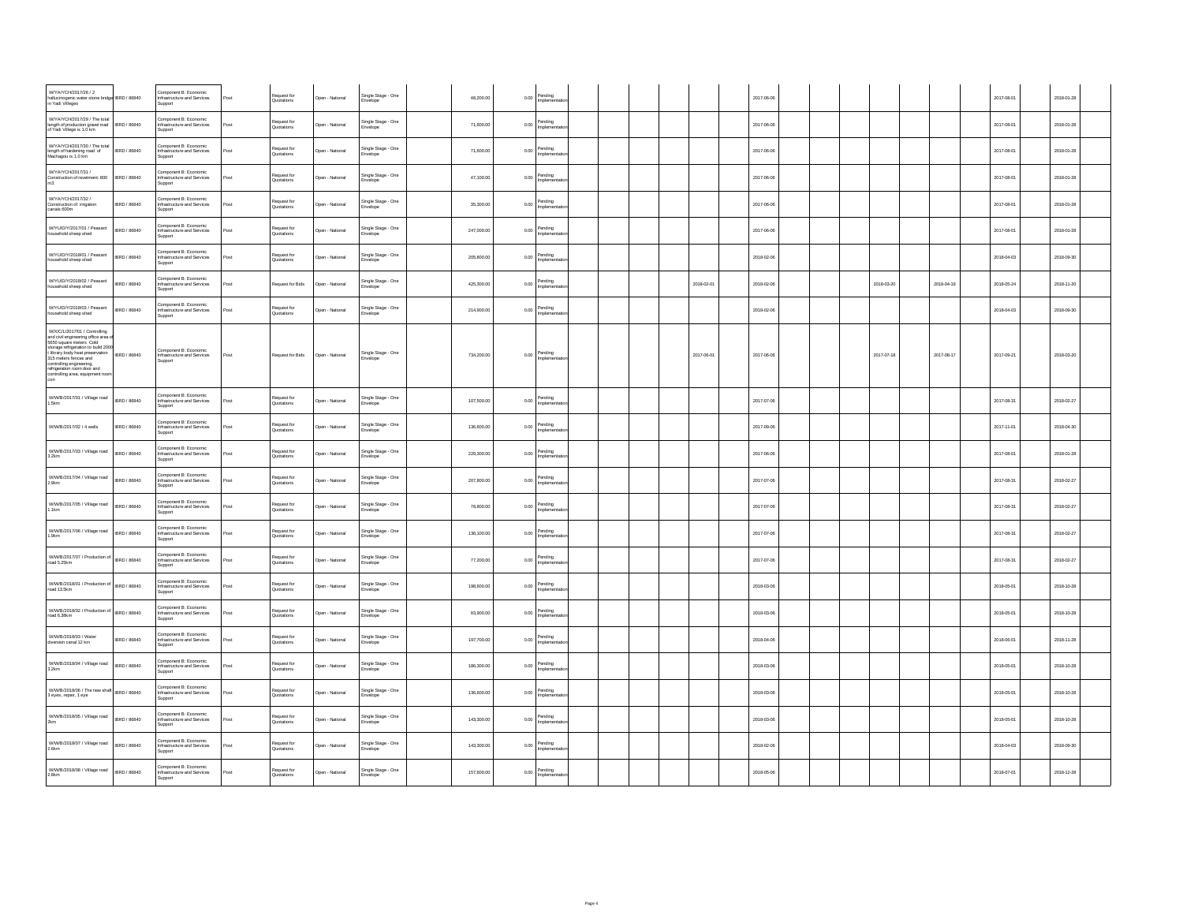| | | | | | | | | | | | | | | | | | | | | | | | | | | | | |
|---|---|---|---|---|---|---|---|---|---|---|---|---|---|---|---|---|---|---|---|---|---|---|---|---|---|---|---|---|
| W/YA/YCH/2017/28 / 2 hallucinogenic water stone bridge in Yadi Villages | IBRD / 86840 | Component B: Economic Infrastructure and Services Support | Post | Request for Quotations | Open - National | Single Stage - One Envelope | | 48,200.00 | 0.00 | Pending Implementation | | | | | | | 2017-06-06 | | | | | | | | 2017-08-01 | | 2018-01-28 | |
| W/YA/YCH/2017/29 / The total length of production gravel road of Yadi Village is 1.0 km | IBRD / 86840 | Component B: Economic Infrastructure and Services Support | Post | Request for Quotations | Open - National | Single Stage - One Envelope | | 71,600.00 | 0.00 | Pending Implementation | | | | | | | 2017-06-06 | | | | | | | | 2017-08-01 | | 2018-01-28 | |
| W/YA/YCH/2017/30 / The total length of hardening road of Machagou is 1.0 km | IBRD / 86840 | Component B: Economic Infrastructure and Services Support | Post | Request for Quotations | Open - National | Single Stage - One Envelope | | 71,600.00 | 0.00 | Pending Implementation | | | | | | | 2017-06-06 | | | | | | | | 2017-08-01 | | 2018-01-28 | |
| W/YA/YCH/2017/31 / Construction of revetment: 800 m3 | IBRD / 86840 | Component B: Economic Infrastructure and Services Support | Post | Request for Quotations | Open - National | Single Stage - One Envelope | | 47,100.00 | 0.00 | Pending Implementation | | | | | | | 2017-06-06 | | | | | | | | 2017-08-01 | | 2018-01-28 | |
| W/YA/YCH/2017/32 / Construction of irrigation canals:600m | IBRD / 86840 | Component B: Economic Infrastructure and Services Support | Post | Request for Quotations | Open - National | Single Stage - One Envelope | | 35,300.00 | 0.00 | Pending Implementation | | | | | | | 2017-06-06 | | | | | | | | 2017-08-01 | | 2018-01-28 | |
| W/YU/DY/2017/01 / Peasant household sheep shed | IBRD / 86840 | Component B: Economic Infrastructure and Services Support | Post | Request for Quotations | Open - National | Single Stage - One Envelope | | 247,000.00 | 0.00 | Pending Implementation | | | | | | | 2017-06-06 | | | | | | | | 2017-08-01 | | 2018-01-28 | |
| W/YU/DY/2018/01 / Peasant household sheep shed | IBRD / 86840 | Component B: Economic Infrastructure and Services Support | Post | Request for Quotations | Open - National | Single Stage - One Envelope | | 205,800.00 | 0.00 | Pending Implementation | | | | | | | 2018-02-06 | | | | | | | | 2018-04-03 | | 2018-09-30 | |
| W/YU/DY/2018/02 / Peasant household sheep shed | IBRD / 86840 | Component B: Economic Infrastructure and Services Support | Post | Request for Bids | Open - National | Single Stage - One Envelope | | 425,300.00 | 0.00 | Pending Implementation | | | | | 2018-02-01 | | 2018-02-06 | | | | 2018-03-20 | | 2018-04-19 | | 2018-05-24 | | 2018-11-20 | |
| W/YU/DY/2018/03 / Peasant household sheep shed | IBRD / 86840 | Component B: Economic Infrastructure and Services Support | Post | Request for Quotations | Open - National | Single Stage - One Envelope | | 214,900.00 | 0.00 | Pending Implementation | | | | | | | 2018-02-06 | | | | | | | | 2018-04-03 | | 2018-09-30 | |
| W/XC/LJ/2017/01 / Controlling and civil engineering office area of 5050 square meters. Cold storage refrigeration to build 2000 t library body heat preservation 315 meters fences and controlling engineering, refrigeration room door and controlling area, equipment room con | IBRD / 86840 | Component B: Economic Infrastructure and Services Support | Post | Request for Bids | Open - National | Single Stage - One Envelope | | 734,200.00 | 0.00 | Pending Implementation | | | | | 2017-06-01 | | 2017-06-06 | | | | 2017-07-18 | | 2017-08-17 | | 2017-09-21 | | 2018-03-20 | |
| W/WB/2017/01 / Village road 1.5km | IBRD / 86840 | Component B: Economic Infrastructure and Services Support | Post | Request for Quotations | Open - National | Single Stage - One Envelope | | 107,500.00 | 0.00 | Pending Implementation | | | | | | | 2017-07-06 | | | | | | | | 2017-08-31 | | 2018-02-27 | |
| W/WB/2017/02 / 4 wells | IBRD / 86840 | Component B: Economic Infrastructure and Services Support | Post | Request for Quotations | Open - National | Single Stage - One Envelope | | 136,600.00 | 0.00 | Pending Implementation | | | | | | | 2017-09-06 | | | | | | | | 2017-11-01 | | 2018-04-30 | |
| W/WB/2017/03 / Village road 3.2km | IBRD / 86840 | Component B: Economic Infrastructure and Services Support | Post | Request for Quotations | Open - National | Single Stage - One Envelope | | 229,300.00 | 0.00 | Pending Implementation | | | | | | | 2017-06-06 | | | | | | | | 2017-08-01 | | 2018-01-28 | |
| W/WB/2017/04 / Village road 2.9km | IBRD / 86840 | Component B: Economic Infrastructure and Services Support | Post | Request for Quotations | Open - National | Single Stage - One Envelope | | 207,800.00 | 0.00 | Pending Implementation | | | | | | | 2017-07-06 | | | | | | | | 2017-08-31 | | 2018-02-27 | |
| W/WB/2017/05 / Village road 1.1km | IBRD / 86840 | Component B: Economic Infrastructure and Services Support | Post | Request for Quotations | Open - National | Single Stage - One Envelope | | 78,800.00 | 0.00 | Pending Implementation | | | | | | | 2017-07-06 | | | | | | | | 2017-08-31 | | 2018-02-27 | |
| W/WB/2017/06 / Village road 1.9km | IBRD / 86840 | Component B: Economic Infrastructure and Services Support | Post | Request for Quotations | Open - National | Single Stage - One Envelope | | 136,100.00 | 0.00 | Pending Implementation | | | | | | | 2017-07-06 | | | | | | | | 2017-08-31 | | 2018-02-27 | |
| W/WB/2017/07 / Production of road 5.25km | IBRD / 86840 | Component B: Economic Infrastructure and Services Support | Post | Request for Quotations | Open - National | Single Stage - One Envelope | | 77,200.00 | 0.00 | Pending Implementation | | | | | | | 2017-07-06 | | | | | | | | 2017-08-31 | | 2018-02-27 | |
| W/WB/2018/01 / Production of road 13.5km | IBRD / 86840 | Component B: Economic Infrastructure and Services Support | Post | Request for Quotations | Open - National | Single Stage - One Envelope | | 198,600.00 | 0.00 | Pending Implementation | | | | | | | 2018-03-06 | | | | | | | | 2018-05-01 | | 2018-10-28 | |
| W/WB/2018/02 / Production of road 6.38km | IBRD / 86840 | Component B: Economic Infrastructure and Services Support | Post | Request for Quotations | Open - National | Single Stage - One Envelope | | 93,900.00 | 0.00 | Pending Implementation | | | | | | | 2018-03-06 | | | | | | | | 2018-05-01 | | 2018-10-28 | |
| W/WB/2018/03 / Water diversion canal 12 km | IBRD / 86840 | Component B: Economic Infrastructure and Services Support | Post | Request for Quotations | Open - National | Single Stage - One Envelope | | 197,700.00 | 0.00 | Pending Implementation | | | | | | | 2018-04-06 | | | | | | | | 2018-06-01 | | 2018-11-28 | |
| W/WB/2018/04 / Village road 3.2km | IBRD / 86840 | Component B: Economic Infrastructure and Services Support | Post | Request for Quotations | Open - National | Single Stage - One Envelope | | 186,300.00 | 0.00 | Pending Implementation | | | | | | | 2018-03-06 | | | | | | | | 2018-05-01 | | 2018-10-28 | |
| W/WB/2018/06 / The new shaft 3 eyes , repair, 1 eye | IBRD / 86840 | Component B: Economic Infrastructure and Services Support | Post | Request for Quotations | Open - National | Single Stage - One Envelope | | 136,600.00 | 0.00 | Pending Implementation | | | | | | | 2018-03-06 | | | | | | | | 2018-05-01 | | 2018-10-28 | |
| W/WB/2018/05 / Village road 2km | IBRD / 86840 | Component B: Economic Infrastructure and Services Support | Post | Request for Quotations | Open - National | Single Stage - One Envelope | | 143,300.00 | 0.00 | Pending Implementation | | | | | | | 2018-03-06 | | | | | | | | 2018-05-01 | | 2018-10-28 | |
| W/WB/2018/07 / Village road 2.6km | IBRD / 86840 | Component B: Economic Infrastructure and Services Support | Post | Request for Quotations | Open - National | Single Stage - One Envelope | | 143,300.00 | 0.00 | Pending Implementation | | | | | | | 2018-02-06 | | | | | | | | 2018-04-03 | | 2018-09-30 | |
| W/WB/2018/08 / Village road 2.8km | IBRD / 86840 | Component B: Economic Infrastructure and Services Support | Post | Request for Quotations | Open - National | Single Stage - One Envelope | | 157,600.00 | 0.00 | Pending Implementation | | | | | | | 2018-05-06 | | | | | | | | 2018-07-01 | | 2018-12-28 | |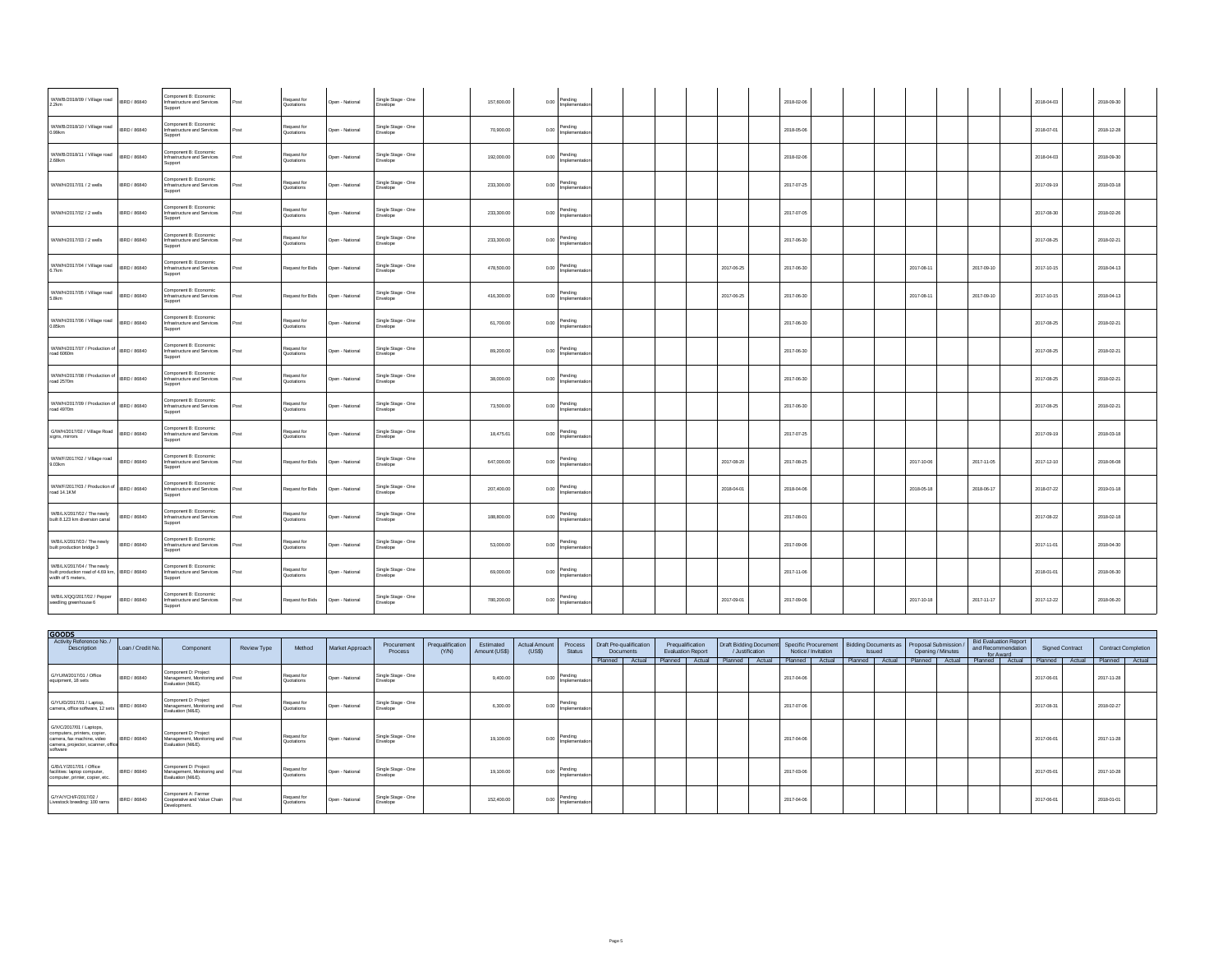| Activity Reference No. / Description | Loan / Credit No. | Component | Review Type | Method | Market Approach | Procurement Process | Prequalification (Y/N) | Estimated Amount (US$) | Actual Amount (US$) | Process Status | Draft Pre-qualification Documents | | Prequalification Evaluation Report | | Draft Bidding Document / Justification | | Specific Procurement Notice / Invitation | | Bidding Documents as Issued | | Proposal Submission / Opening / Minutes | | Bid Evaluation Report and Recommendation for Award | | Signed Contract | | Contract Completion | |
|---|---|---|---|---|---|---|---|---|---|---|---|---|---|---|---|---|---|---|---|---|---|---|---|---|---|---|---|---|
| | | | | | | | | | | | Planned | Actual | Planned | Actual | Planned | Actual | Planned | Actual | Planned | Actual | Planned | Actual | Planned | Actual | Planned | Actual | Planned | Actual |
| W/WB/2018/09 / Village road 2.2km | IBRD / 86840 | Component B: Economic Infrastructure and Services Support | Post | Request for Quotations | Open - National | Single Stage - One Envelope | | 157,600.00 | 0.00 | Pending Implementation | | | | | | | 2018-02-06 | | | | | | | | 2018-04-03 | | 2018-09-30 | |
| W/WB/2018/10 / Village road 0.66km | IBRD / 86840 | Component B: Economic Infrastructure and Services Support | Post | Request for Quotations | Open - National | Single Stage - One Envelope | | 70,900.00 | 0.00 | Pending Implementation | | | | | | | 2018-05-06 | | | | | | | | 2018-07-01 | | 2018-12-28 | |
| W/WB/2018/11 / Village road 2.68km | IBRD / 86840 | Component B: Economic Infrastructure and Services Support | Post | Request for Quotations | Open - National | Single Stage - One Envelope | | 192,000.00 | 0.00 | Pending Implementation | | | | | | | 2018-02-06 | | | | | | | | 2018-04-03 | | 2018-09-30 | |
| W/WH/2017/01 / 2 wells | IBRD / 86840 | Component B: Economic Infrastructure and Services Support | Post | Request for Quotations | Open - National | Single Stage - One Envelope | | 233,300.00 | 0.00 | Pending Implementation | | | | | | | 2017-07-25 | | | | | | | | 2017-09-19 | | 2018-03-18 | |
| W/WH/2017/02 / 2 wells | IBRD / 86840 | Component B: Economic Infrastructure and Services Support | Post | Request for Quotations | Open - National | Single Stage - One Envelope | | 233,300.00 | 0.00 | Pending Implementation | | | | | | | 2017-07-05 | | | | | | | | 2017-08-30 | | 2018-02-26 | |
| W/WH/2017/03 / 2 wells | IBRD / 86840 | Component B: Economic Infrastructure and Services Support | Post | Request for Quotations | Open - National | Single Stage - One Envelope | | 233,300.00 | 0.00 | Pending Implementation | | | | | | | 2017-06-30 | | | | | | | | 2017-08-25 | | 2018-02-21 | |
| W/WH/2017/04 / Village road 6.7km | IBRD / 86840 | Component B: Economic Infrastructure and Services Support | Post | Request for Bids | Open - National | Single Stage - One Envelope | | 478,500.00 | 0.00 | Pending Implementation | | | | | 2017-06-25 | | 2017-06-30 | | | | 2017-08-11 | | 2017-09-10 | | 2017-10-15 | | 2018-04-13 | |
| W/WH/2017/05 / Village road 5.8km | IBRD / 86840 | Component B: Economic Infrastructure and Services Support | Post | Request for Bids | Open - National | Single Stage - One Envelope | | 416,300.00 | 0.00 | Pending Implementation | | | | | 2017-06-25 | | 2017-06-30 | | | | 2017-08-11 | | 2017-09-10 | | 2017-10-15 | | 2018-04-13 | |
| W/WH/2017/06 / Village road 0.85km | IBRD / 86840 | Component B: Economic Infrastructure and Services Support | Post | Request for Quotations | Open - National | Single Stage - One Envelope | | 61,700.00 | 0.00 | Pending Implementation | | | | | | | 2017-06-30 | | | | | | | | 2017-08-25 | | 2018-02-21 | |
| W/WH/2017/07 / Production of road 6060m | IBRD / 86840 | Component B: Economic Infrastructure and Services Support | Post | Request for Quotations | Open - National | Single Stage - One Envelope | | 89,200.00 | 0.00 | Pending Implementation | | | | | | | 2017-06-30 | | | | | | | | 2017-08-25 | | 2018-02-21 | |
| W/WH/2017/08 / Production of road 2570m | IBRD / 86840 | Component B: Economic Infrastructure and Services Support | Post | Request for Quotations | Open - National | Single Stage - One Envelope | | 38,000.00 | 0.00 | Pending Implementation | | | | | | | 2017-06-30 | | | | | | | | 2017-08-25 | | 2018-02-21 | |
| W/WH/2017/09 / Production of road 4970m | IBRD / 86840 | Component B: Economic Infrastructure and Services Support | Post | Request for Quotations | Open - National | Single Stage - One Envelope | | 73,500.00 | 0.00 | Pending Implementation | | | | | | | 2017-06-30 | | | | | | | | 2017-08-25 | | 2018-02-21 | |
| G/WH/2017/02 / Village Road signs, mirrors | IBRD / 86840 | Component B: Economic Infrastructure and Services Support | Post | Request for Quotations | Open - National | Single Stage - One Envelope | | 18,475.61 | 0.00 | Pending Implementation | | | | | | | 2017-07-25 | | | | | | | | 2017-09-19 | | 2018-03-18 | |
| W/WF/2017/02 / Village road 9.03km | IBRD / 86840 | Component B: Economic Infrastructure and Services Support | Post | Request for Bids | Open - National | Single Stage - One Envelope | | 647,000.00 | 0.00 | Pending Implementation | | | | | 2017-08-20 | | 2017-08-25 | | | | 2017-10-06 | | 2017-11-05 | | 2017-12-10 | | 2018-06-08 | |
| W/WF/2017/03 / Production of road 14.1KM | IBRD / 86840 | Component B: Economic Infrastructure and Services Support | Post | Request for Bids | Open - National | Single Stage - One Envelope | | 207,400.00 | 0.00 | Pending Implementation | | | | | 2018-04-01 | | 2018-04-06 | | | | 2018-05-18 | | 2018-06-17 | | 2018-07-22 | | 2019-01-18 | |
| W/BLX/2017/02 / The newly built 8.123 km diversion canal | IBRD / 86840 | Component B: Economic Infrastructure and Services Support | Post | Request for Quotations | Open - National | Single Stage - One Envelope | | 188,800.00 | 0.00 | Pending Implementation | | | | | | | 2017-06-01 | | | | | | | | 2017-08-22 | | 2018-02-18 | |
| W/BLX/2017/03 / The newly built production bridge 3 | IBRD / 86840 | Component B: Economic Infrastructure and Services Support | Post | Request for Quotations | Open - National | Single Stage - One Envelope | | 53,000.00 | 0.00 | Pending Implementation | | | | | | | 2017-09-06 | | | | | | | | 2017-11-01 | | 2018-04-30 | |
| W/BLX/2017/04 / The newly built production road of 4.69 km, width of 5 meters, | IBRD / 86840 | Component B: Economic Infrastructure and Services Support | Post | Request for Quotations | Open - National | Single Stage - One Envelope | | 69,000.00 | 0.00 | Pending Implementation | | | | | | | 2017-11-06 | | | | | | | | 2018-01-01 | | 2018-06-30 | |
| W/BLX/QQ/2017/02 / Pepper seedling greenhouse 6 | IBRD / 86840 | Component B: Economic Infrastructure and Services Support | Post | Request for Bids | Open - National | Single Stage - One Envelope | | 780,200.00 | 0.00 | Pending Implementation | | | | | 2017-09-01 | | 2017-09-06 | | | | 2017-10-18 | | 2017-11-17 | | 2017-12-22 | | 2018-06-20 | |

## GOODS

| Activity Reference No. / Description | Loan / Credit No. | Component | Review Type | Method | Market Approach | Procurement Process | Prequalification (Y/N) | Estimated Amount (US$) | Actual Amount (US$) | Process Status | Draft Pre-qualification Documents | | Prequalification Evaluation Report | | Draft Bidding Document / Justification | | Specific Procurement Notice / Invitation | | Bidding Documents as Issued | | Proposal Submission / Opening / Minutes | | Bid Evaluation Report and Recommendation for Award | | Signed Contract | | Contract Completion | |
|---|---|---|---|---|---|---|---|---|---|---|---|---|---|---|---|---|---|---|---|---|---|---|---|---|---|---|---|---|
| | | | | | | | | | | | Planned | Actual | Planned | Actual | Planned | Actual | Planned | Actual | Planned | Actual | Planned | Actual | Planned | Actual | Planned | Actual | Planned | Actual |
| G/YUW/2017/01 / Office equipment, 18 sets | IBRD / 86840 | Component D: Project Management, Monitoring and Evaluation (M&E). | Post | Request for Quotations | Open - National | Single Stage - One Envelope | | 9,400.00 | 0.00 | Pending Implementation | | | | | | | 2017-04-06 | | | | | | | | 2017-06-01 | | 2017-11-28 | |
| G/YUD/2017/01 / Laptop, camera, office software, 12 sets | IBRD / 86840 | Component D: Project Management, Monitoring and Evaluation (M&E). | Post | Request for Quotations | Open - National | Single Stage - One Envelope | | 6,300.00 | 0.00 | Pending Implementation | | | | | | | 2017-07-06 | | | | | | | | 2017-08-31 | | 2018-02-27 | |
| G/XiC/2017/01 / Laptops, computers, printers, copier, camera, fax machine, video camera, projector, scanner, office software | IBRD / 86840 | Component D: Project Management, Monitoring and Evaluation (M&E). | Post | Request for Quotations | Open - National | Single Stage - One Envelope | | 19,100.00 | 0.00 | Pending Implementation | | | | | | | 2017-04-06 | | | | | | | | 2017-06-01 | | 2017-11-28 | |
| G/BLY/2017/01 / Office facilities: laptop computer, computer, printer, copier, etc. | IBRD / 86840 | Component D: Project Management, Monitoring and Evaluation (M&E). | Post | Request for Quotations | Open - National | Single Stage - One Envelope | | 19,100.00 | 0.00 | Pending Implementation | | | | | | | 2017-03-06 | | | | | | | | 2017-05-01 | | 2017-10-28 | |
| G/YAYCHF/2017/02 / Livestock breeding: 100 rams | IBRD / 86840 | Component A: Farmer Cooperative and Value Chain Development. | Post | Request for Quotations | Open - National | Single Stage - One Envelope | | 152,400.00 | 0.00 | Pending Implementation | | | | | | | 2017-04-06 | | | | | | | | 2017-06-01 | | 2018-01-01 | |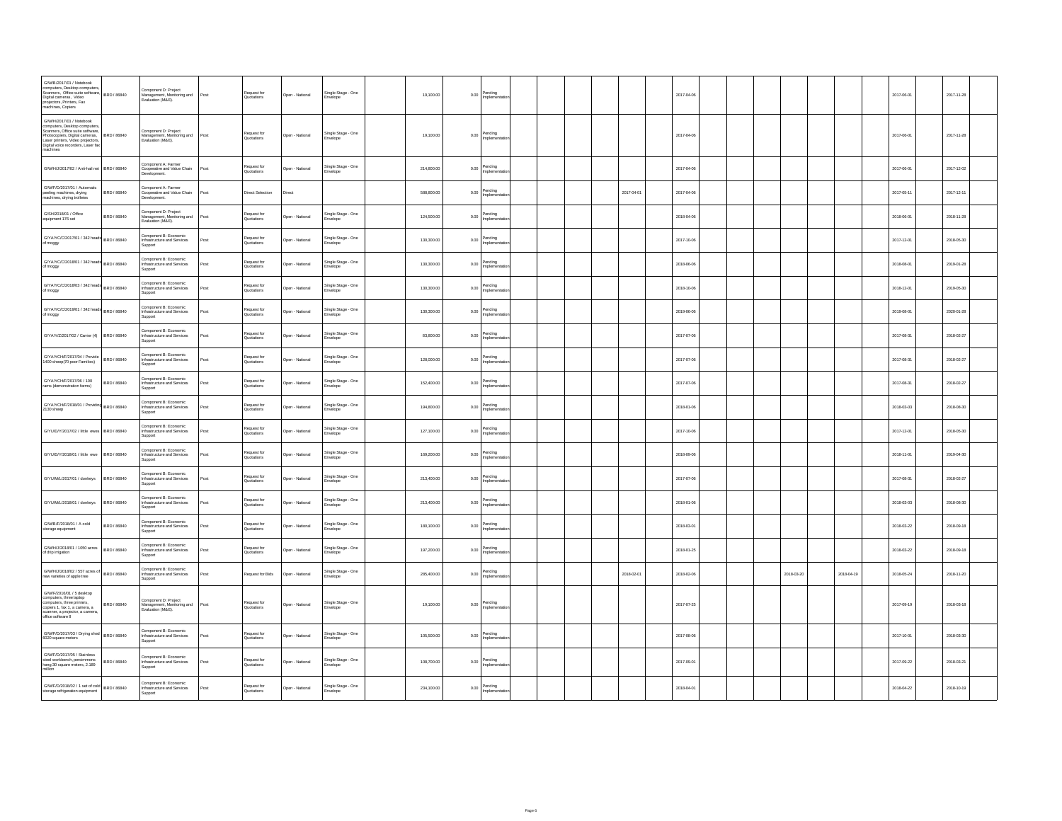| | | | | | | | | | | | | | | | | | | | | | | | | | | | | |
|---|---|---|---|---|---|---|---|---|---|---|---|---|---|---|---|---|---|---|---|---|---|---|---|---|---|---|---|---|
| G/WB/2017/01 / Notebook computers, Desktop computers, Scanners, Office suite software, Digital cameras, Video projectors, Printers, Fax machines, Copiers | IBRD / 86840 | Component D: Project Management, Monitoring and Evaluation (M&E). | Post | Request for Quotations | Open - National | Single Stage - One Envelope | | 19,100.00 | 0.00 | Pending Implementation | | | | | | | 2017-04-06 | | | | | | | | 2017-06-01 | | 2017-11-28 | |
| G/WH/2017/01 / Notebook computers, Desktop computers, Scanners, Office suite software, Photocopiers, Digital cameras, Laser printers, Video projectors, Digital voice recorders, Laser fax machines | IBRD / 86840 | Component D: Project Management, Monitoring and Evaluation (M&E). | Post | Request for Quotations | Open - National | Single Stage - One Envelope | | 19,100.00 | 0.00 | Pending Implementation | | | | | | | 2017-04-06 | | | | | | | | 2017-06-01 | | 2017-11-28 | |
| G/WH/LJ/2017/02 / Anti-hail net | IBRD / 86840 | Component A: Farmer Cooperative and Value Chain Development. | Post | Request for Quotations | Open - National | Single Stage - One Envelope | | 214,800.00 | 0.00 | Pending Implementation | | | | | | | 2017-04-06 | | | | | | | | 2017-06-01 | | 2017-12-02 | |
| G/WF/D/2017/01 / Automatic peeling machines, drying machines, drying trolleies | IBRD / 86840 | Component A: Farmer Cooperative and Value Chain Development. | Post | Direct Selection | Direct | | | 588,800.00 | 0.00 | Pending Implementation | | | | | 2017-04-01 | | 2017-04-06 | | | | | | | | 2017-05-11 | | 2017-12-11 | |
| G/SH/2018/01 / Office equipment 176 set | IBRD / 86840 | Component D: Project Management, Monitoring and Evaluation (M&E). | Post | Request for Quotations | Open - National | Single Stage - One Envelope | | 124,500.00 | 0.00 | Pending Implementation | | | | | | | 2018-04-06 | | | | | | | | 2018-06-01 | | 2018-11-28 | |
| G/YA/YC/C/2017/01 / 342 heads of moggy | IBRD / 86840 | Component B: Economic Infrastructure and Services Support | Post | Request for Quotations | Open - National | Single Stage - One Envelope | | 130,300.00 | 0.00 | Pending Implementation | | | | | | | 2017-10-06 | | | | | | | | 2017-12-01 | | 2018-05-30 | |
| G/YA/YC/C/2018/01 / 342 heads of moggy | IBRD / 86840 | Component B: Economic Infrastructure and Services Support | Post | Request for Quotations | Open - National | Single Stage - One Envelope | | 130,300.00 | 0.00 | Pending Implementation | | | | | | | 2018-06-06 | | | | | | | | 2018-08-01 | | 2019-01-28 | |
| G/YA/YC/C/2018/03 / 342 heads of moggy | IBRD / 86840 | Component B: Economic Infrastructure and Services Support | Post | Request for Quotations | Open - National | Single Stage - One Envelope | | 130,300.00 | 0.00 | Pending Implementation | | | | | | | 2018-10-06 | | | | | | | | 2018-12-01 | | 2019-05-30 | |
| G/YA/YC/C/2019/01 / 342 heads of moggy | IBRD / 86840 | Component B: Economic Infrastructure and Services Support | Post | Request for Quotations | Open - National | Single Stage - One Envelope | | 130,300.00 | 0.00 | Pending Implementation | | | | | | | 2019-06-06 | | | | | | | | 2019-08-01 | | 2020-01-28 | |
| G/YA/YZ/2017/02 / Carrier (4) | IBRD / 86840 | Component B: Economic Infrastructure and Services Support | Post | Request for Quotations | Open - National | Single Stage - One Envelope | | 83,800.00 | 0.00 | Pending Implementation | | | | | | | 2017-07-06 | | | | | | | | 2017-08-31 | | 2018-02-27 | |
| G/YA/YCH/F/2017/04 / Provide 1400 sheep(70 poor Families) | IBRD / 86840 | Component B: Economic Infrastructure and Services Support | Post | Request for Quotations | Open - National | Single Stage - One Envelope | | 128,000.00 | 0.00 | Pending Implementation | | | | | | | 2017-07-06 | | | | | | | | 2017-08-31 | | 2018-02-27 | |
| G/YA/YCH/F/2017/06 / 100 rams (demonstration farms) | IBRD / 86840 | Component B: Economic Infrastructure and Services Support | Post | Request for Quotations | Open - National | Single Stage - One Envelope | | 152,400.00 | 0.00 | Pending Implementation | | | | | | | 2017-07-06 | | | | | | | | 2017-08-31 | | 2018-02-27 | |
| G/YA/YCH/F/2018/01 / Providing 2130 sheep | IBRD / 86840 | Component B: Economic Infrastructure and Services Support | Post | Request for Quotations | Open - National | Single Stage - One Envelope | | 194,800.00 | 0.00 | Pending Implementation | | | | | | | 2018-01-06 | | | | | | | | 2018-03-03 | | 2018-08-30 | |
| G/YU/JD/Y/2017/02 / little ewes | IBRD / 86840 | Component B: Economic Infrastructure and Services Support | Post | Request for Quotations | Open - National | Single Stage - One Envelope | | 127,100.00 | 0.00 | Pending Implementation | | | | | | | 2017-10-06 | | | | | | | | 2017-12-01 | | 2018-05-30 | |
| G/YU/JD/Y/2018/01 / little ewe | IBRD / 86840 | Component B: Economic Infrastructure and Services Support | Post | Request for Quotations | Open - National | Single Stage - One Envelope | | 169,200.00 | 0.00 | Pending Implementation | | | | | | | 2018-09-06 | | | | | | | | 2018-11-01 | | 2019-04-30 | |
| G/YU/M/L/2017/01 / donkeys | IBRD / 86840 | Component B: Economic Infrastructure and Services Support | Post | Request for Quotations | Open - National | Single Stage - One Envelope | | 213,400.00 | 0.00 | Pending Implementation | | | | | | | 2017-07-06 | | | | | | | | 2017-08-31 | | 2018-02-27 | |
| G/YU/M/L/2018/01 / donkeys | IBRD / 86840 | Component B: Economic Infrastructure and Services Support | Post | Request for Quotations | Open - National | Single Stage - One Envelope | | 213,400.00 | 0.00 | Pending Implementation | | | | | | | 2018-01-06 | | | | | | | | 2018-03-03 | | 2018-08-30 | |
| G/WB/F/2018/01 / A cold storage equipment | IBRD / 86840 | Component B: Economic Infrastructure and Services Support | Post | Request for Quotations | Open - National | Single Stage - One Envelope | | 180,100.00 | 0.00 | Pending Implementation | | | | | | | 2018-03-01 | | | | | | | | 2018-03-22 | | 2018-09-18 | |
| G/WH/LJ/2018/01 / 1050 acres of drip irrigation | IBRD / 86840 | Component B: Economic Infrastructure and Services Support | Post | Request for Quotations | Open - National | Single Stage - One Envelope | | 197,200.00 | 0.00 | Pending Implementation | | | | | | | 2018-01-25 | | | | | | | | 2018-03-22 | | 2018-09-18 | |
| G/WH/LJ/2018/02 / 557 acres of new varieties of apple tree | IBRD / 86840 | Component B: Economic Infrastructure and Services Support | Post | Request for Bids | Open - National | Single Stage - One Envelope | | 285,400.00 | 0.00 | Pending Implementation | | | | | 2018-02-01 | | 2018-02-06 | | | | 2018-03-20 | | 2018-04-19 | | 2018-05-24 | | 2018-11-20 | |
| G/WF/2016/01 / 5 desktop computers, three laptop computers, three printers, copiers 1, fax 1, a camera, a scanner, a projector, a camera, office software 8 | IBRD / 86840 | Component D: Project Management, Monitoring and Evaluation (M&E). | Post | Request for Quotations | Open - National | Single Stage - One Envelope | | 19,100.00 | 0.00 | Pending Implementation | | | | | | | 2017-07-25 | | | | | | | | 2017-09-19 | | 2018-03-18 | |
| G/WF/D/2017/03 / Drying shed 6020 square meters | IBRD / 86840 | Component B: Economic Infrastructure and Services Support | Post | Request for Quotations | Open - National | Single Stage - One Envelope | | 105,500.00 | 0.00 | Pending Implementation | | | | | | | 2017-08-06 | | | | | | | | 2017-10-01 | | 2018-03-30 | |
| G/WF/D/2017/05 / Stainless steel workbench, persimmons hang 30 square meters, 2.189 million | IBRD / 86840 | Component B: Economic Infrastructure and Services Support | Post | Request for Quotations | Open - National | Single Stage - One Envelope | | 108,700.00 | 0.00 | Pending Implementation | | | | | | | 2017-09-01 | | | | | | | | 2017-09-22 | | 2018-03-21 | |
| G/WF/D/2018/02 / 1 set of cold storage refrigeration equipment | IBRD / 86840 | Component B: Economic Infrastructure and Services Support | Post | Request for Quotations | Open - National | Single Stage - One Envelope | | 234,100.00 | 0.00 | Pending Implementation | | | | | | | 2018-04-01 | | | | | | | | 2018-04-22 | | 2018-10-19 | |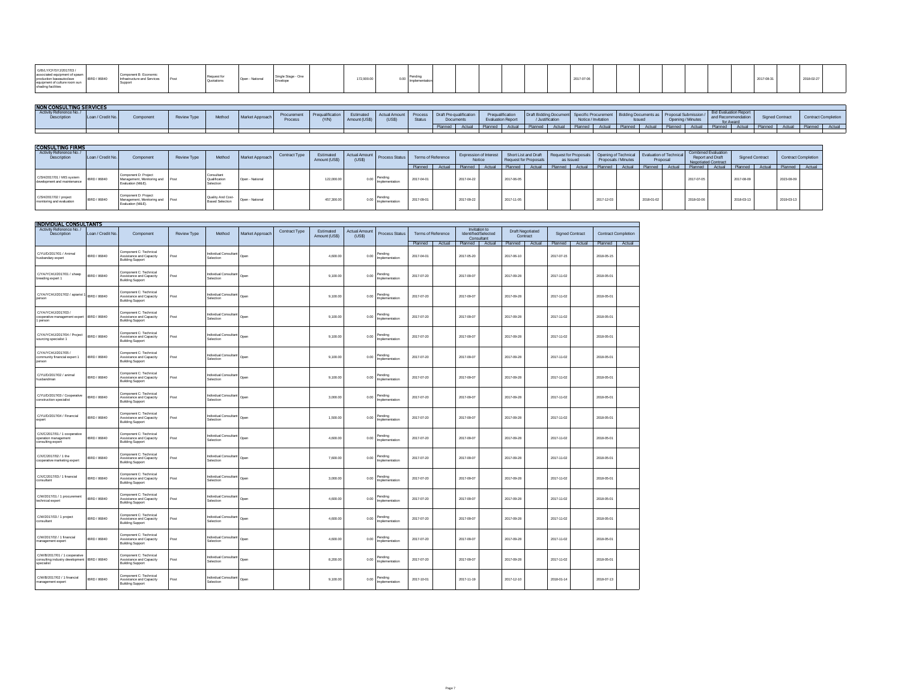| G/B/LY/CF/SY/2017/03 / associated equipment of spawn production baseautoclave equipment of culture room sun shading facilities | IBRD / 86840 | Component B: Economic Infrastructure and Services Support | Post | Request for Quotations | Open - National | Single Stage - One Envelope | | 172,900.00 | 0.00 | Pending Implementation | | | | | | | | | 2017-07-06 | | | | | | | | 2017-08-31 | | 2018-02-27 | |
|---|---|---|---|---|---|---|---|---|---|---|---|---|---|---|---|---|---|---|---|---|---|---|---|---|---|---|---|---|---|---|

## NON CONSULTING SERVICES

| Activity Reference No. / Description | Loan / Credit No. | Component | Review Type | Method | Market Approach | Procurement Process | Prequalification (Y/N) | Estimated Amount (US$) | Actual Amount (US$) | Process Status | Draft Pre-qualification Documents | | Prequalification Evaluation Report | | Draft Bidding Document / Justification | | Specific Procurement Notice / Invitation | | Bidding Documents as Issued | | Proposal Submission / Opening / Minutes | | Bid Evaluation Report and Recommendation for Award | | Signed Contract | | Contract Completion | |
|---|---|---|---|---|---|---|---|---|---|---|---|---|---|---|---|---|---|---|---|---|---|---|---|---|---|---|---|---|
| | | | | | | | | | | | Planned | Actual | Planned | Actual | Planned | Actual | Planned | Actual | Planned | Actual | Planned | Actual | Planned | Actual | Planned | Actual | Planned | Actual |

## CONSULTING FIRMS

| Activity Reference No. / Description | Loan / Credit No. | Component | Review Type | Method | Market Approach | Contract Type | Estimated Amount (US$) | Actual Amount (US$) | Process Status | Terms of Reference | | Expression of Interest Notice | | Short List and Draft Request for Proposals | | Request for Proposals as Issued | | Opening of Technical Proposals / Minutes | | Evaluation of Technical Proposal | | Combined Evaluation Report and Draft Negotiated Contract | | Signed Contract | | Contract Completion | |
|---|---|---|---|---|---|---|---|---|---|---|---|---|---|---|---|---|---|---|---|---|---|---|---|---|---|---|---|
| | | | | | | | | | | Planned | Actual | Planned | Actual | Planned | Actual | Planned | Actual | Planned | Actual | Planned | Actual | Planned | Actual | Planned | Actual | Planned | Actual |
| C/SH/2017/01 / MIS system development and maintenance | IBRD / 86840 | Component D: Project Management, Monitoring and Evaluation (M&E). | Post | Consultant Qualification Selection | Open - National | | 122,000.00 | 0.00 | Pending Implementation | 2017-04-01 | | 2017-04-22 | | 2017-06-05 | | | | | | | | 2017-07-05 | | 2017-08-09 | | 2023-08-09 | |
| C/SH/2017/02 / project monitoring and evaluation | IBRD / 86840 | Component D: Project Management, Monitoring and Evaluation (M&E). | Post | Quality And Cost-Based Selection | Open - National | | 457,300.00 | 0.00 | Pending Implementation | 2017-09-01 | | 2017-09-22 | | 2017-11-05 | | | | 2017-12-03 | | 2018-01-02 | | 2018-02-06 | | 2018-03-13 | | 2019-03-13 | |

## INDIVIDUAL CONSULTANTS

| Activity Reference No. / Description | Loan / Credit No. | Component | Review Type | Method | Market Approach | Contract Type | Estimated Amount (US$) | Actual Amount (US$) | Process Status | Terms of Reference | | Invitation to Identified/Selected Consultant | | Draft Negotiated Contract | | Signed Contract | | Contract Completion | |
|---|---|---|---|---|---|---|---|---|---|---|---|---|---|---|---|---|---|---|---|
| | | | | | | | | | | Planned | Actual | Planned | Actual | Planned | Actual | Planned | Actual | Planned | Actual |
| C/YU/D/2017/01 / Animal husbandary expert | IBRD / 86840 | Component C: Technical Assistance and Capacity Building Support | Post | Individual Consultant Selection | Open | | 4,600.00 | 0.00 | Pending Implementation | 2017-04-01 | | 2017-05-20 | | 2017-06-10 | | 2017-07-15 | | 2018-05-15 | |
| C/YA/YCH/J/2017/01 / sheep breeding expert 1 | IBRD / 86840 | Component C: Technical Assistance and Capacity Building Support | Post | Individual Consultant Selection | Open | | 9,100.00 | 0.00 | Pending Implementation | 2017-07-20 | | 2017-09-07 | | 2017-09-28 | | 2017-11-02 | | 2018-05-01 | |
| C/YA/YCH/J/2017/02 / apiarist 1 person | IBRD / 86840 | Component C: Technical Assistance and Capacity Building Support | Post | Individual Consultant Selection | Open | | 9,100.00 | 0.00 | Pending Implementation | 2017-07-20 | | 2017-09-07 | | 2017-09-28 | | 2017-11-02 | | 2018-05-01 | |
| C/YA/YCH/J/2017/03 / cooperative management expert 1 person | IBRD / 86840 | Component C: Technical Assistance and Capacity Building Support | Post | Individual Consultant Selection | Open | | 9,100.00 | 0.00 | Pending Implementation | 2017-07-20 | | 2017-09-07 | | 2017-09-28 | | 2017-11-02 | | 2018-05-01 | |
| C/YA/YCH/J/2017/04 / Project sourcing specialist 1 | IBRD / 86840 | Component C: Technical Assistance and Capacity Building Support | Post | Individual Consultant Selection | Open | | 9,100.00 | 0.00 | Pending Implementation | 2017-07-20 | | 2017-09-07 | | 2017-09-28 | | 2017-11-02 | | 2018-05-01 | |
| C/YA/YCH/J/2017/05 / community financial expert 1 person | IBRD / 86840 | Component C: Technical Assistance and Capacity Building Support | Post | Individual Consultant Selection | Open | | 9,100.00 | 0.00 | Pending Implementation | 2017-07-20 | | 2017-09-07 | | 2017-09-28 | | 2017-11-02 | | 2018-05-01 | |
| C/YU/D/2017/02 / animal husbandman | IBRD / 86840 | Component C: Technical Assistance and Capacity Building Support | Post | Individual Consultant Selection | Open | | 9,100.00 | 0.00 | Pending Implementation | 2017-07-20 | | 2017-09-07 | | 2017-09-28 | | 2017-11-02 | | 2018-05-01 | |
| C/YU/D/2017/03 / Cooperative construction specialist | IBRD / 86840 | Component C: Technical Assistance and Capacity Building Support | Post | Individual Consultant Selection | Open | | 3,000.00 | 0.00 | Pending Implementation | 2017-07-20 | | 2017-09-07 | | 2017-09-28 | | 2017-11-02 | | 2018-05-01 | |
| C/YU/D/2017/04 / Financial expert | IBRD / 86840 | Component C: Technical Assistance and Capacity Building Support | Post | Individual Consultant Selection | Open | | 1,500.00 | 0.00 | Pending Implementation | 2017-07-20 | | 2017-09-07 | | 2017-09-28 | | 2017-11-02 | | 2018-05-01 | |
| C/X/C/2017/01 / 1 cooperative operation management consulting expert | IBRD / 86840 | Component C: Technical Assistance and Capacity Building Support | Post | Individual Consultant Selection | Open | | 4,600.00 | 0.00 | Pending Implementation | 2017-07-20 | | 2017-09-07 | | 2017-09-28 | | 2017-11-02 | | 2018-05-01 | |
| C/X/C/2017/02 / 1 the cooperative marketing expert | IBRD / 86840 | Component C: Technical Assistance and Capacity Building Support | Post | Individual Consultant Selection | Open | | 7,600.00 | 0.00 | Pending Implementation | 2017-07-20 | | 2017-09-07 | | 2017-09-28 | | 2017-11-02 | | 2018-05-01 | |
| C/X/C/2017/03 / 1 financial consultant | IBRD / 86840 | Component C: Technical Assistance and Capacity Building Support | Post | Individual Consultant Selection | Open | | 3,000.00 | 0.00 | Pending Implementation | 2017-07-20 | | 2017-09-07 | | 2017-09-28 | | 2017-11-02 | | 2018-05-01 | |
| C/W/2017/01 / 1 procurement technical expert | IBRD / 86840 | Component C: Technical Assistance and Capacity Building Support | Post | Individual Consultant Selection | Open | | 4,600.00 | 0.00 | Pending Implementation | 2017-07-20 | | 2017-09-07 | | 2017-09-28 | | 2017-11-02 | | 2018-05-01 | |
| C/W/2017/03 / 1 project consultant | IBRD / 86840 | Component C: Technical Assistance and Capacity Building Support | Post | Individual Consultant Selection | Open | | 4,600.00 | 0.00 | Pending Implementation | 2017-07-20 | | 2017-09-07 | | 2017-09-28 | | 2017-11-02 | | 2018-05-01 | |
| C/W/2017/02 / 1 financial management expert | IBRD / 86840 | Component C: Technical Assistance and Capacity Building Support | Post | Individual Consultant Selection | Open | | 4,600.00 | 0.00 | Pending Implementation | 2017-07-20 | | 2017-09-07 | | 2017-09-28 | | 2017-11-02 | | 2018-05-01 | |
| C/W/B/2017/01 / 1 cooperative consulting industry development specialist | IBRD / 86840 | Component C: Technical Assistance and Capacity Building Support | Post | Individual Consultant Selection | Open | | 8,200.00 | 0.00 | Pending Implementation | 2017-07-20 | | 2017-09-07 | | 2017-09-28 | | 2017-11-02 | | 2018-05-01 | |
| C/W/B/2017/02 / 1 financial management expert | IBRD / 86840 | Component C: Technical Assistance and Capacity Building Support | Post | Individual Consultant Selection | Open | | 9,100.00 | 0.00 | Pending Implementation | 2017-10-01 | | 2017-11-19 | | 2017-12-10 | | 2018-01-14 | | 2018-07-13 | |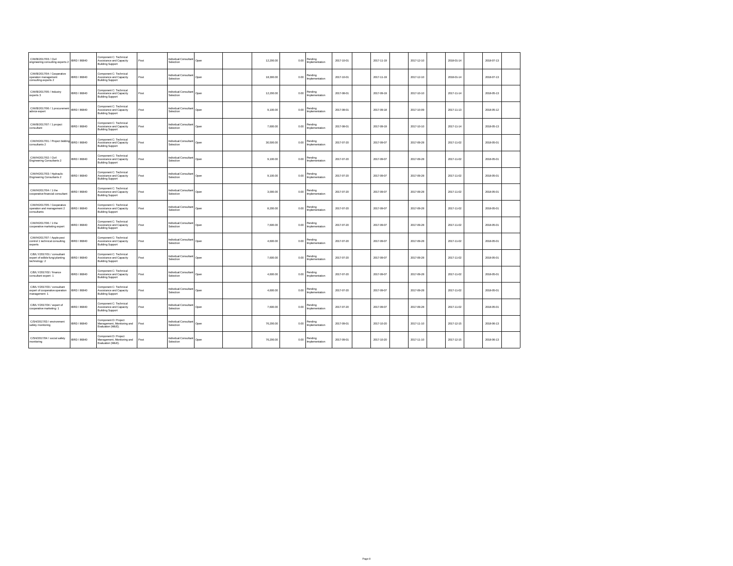| | | | | | | | | | | | | | | | | | | | |
|---|---|---|---|---|---|---|---|---|---|---|---|---|---|---|---|---|---|---|---|
| C/W/B/2017/03 / Civil engineering consulting experts 2 | IBRD / 86840 | Component C: Technical Assistance and Capacity Building Support | Post | Individual Consultant Selection | Open | | 12,200.00 | 0.00 | Pending Implementation | 2017-10-01 | | 2017-11-19 | | 2017-12-10 | | 2018-01-14 | | 2018-07-13 | |
| C/W/B/2017/04 / Cooperative operation management consulting experts 2 | IBRD / 86840 | Component C: Technical Assistance and Capacity Building Support | Post | Individual Consultant Selection | Open | | 18,300.00 | 0.00 | Pending Implementation | 2017-10-01 | | 2017-11-19 | | 2017-12-10 | | 2018-01-14 | | 2018-07-13 | |
| C/W/B/2017/05 / Industry experts 3 | IBRD / 86840 | Component C: Technical Assistance and Capacity Building Support | Post | Individual Consultant Selection | Open | | 12,200.00 | 0.00 | Pending Implementation | 2017-08-01 | | 2017-09-19 | | 2017-10-10 | | 2017-11-14 | | 2018-05-13 | |
| C/W/B/2017/06 / 1 procurement advice expert | IBRD / 86840 | Component C: Technical Assistance and Capacity Building Support | Post | Individual Consultant Selection | Open | | 9,100.00 | 0.00 | Pending Implementation | 2017-08-01 | | 2017-09-18 | | 2017-10-09 | | 2017-11-13 | | 2018-05-12 | |
| C/W/B/2017/07 / 1 project consultant | IBRD / 86840 | Component C: Technical Assistance and Capacity Building Support | Post | Individual Consultant Selection | Open | | 7,600.00 | 0.00 | Pending Implementation | 2017-08-01 | | 2017-09-19 | | 2017-10-10 | | 2017-11-14 | | 2018-05-13 | |
| C/W/H/2017/01 / Project bidding consultants 2 | IBRD / 86840 | Component C: Technical Assistance and Capacity Building Support | Post | Individual Consultant Selection | Open | | 30,500.00 | 0.00 | Pending Implementation | 2017-07-20 | | 2017-09-07 | | 2017-09-28 | | 2017-11-02 | | 2018-05-01 | |
| C/W/H/2017/02 / Civil Engineering Consultants 2 | IBRD / 86840 | Component C: Technical Assistance and Capacity Building Support | Post | Individual Consultant Selection | Open | | 9,100.00 | 0.00 | Pending Implementation | 2017-07-20 | | 2017-09-07 | | 2017-09-28 | | 2017-11-02 | | 2018-05-01 | |
| C/W/H/2017/03 / Hydraulic Engineering Consultants 2 | IBRD / 86840 | Component C: Technical Assistance and Capacity Building Support | Post | Individual Consultant Selection | Open | | 9,100.00 | 0.00 | Pending Implementation | 2017-07-20 | | 2017-09-07 | | 2017-09-28 | | 2017-11-02 | | 2018-05-01 | |
| C/W/H/2017/04 / 1 the cooperative financial consultant | IBRD / 86840 | Component C: Technical Assistance and Capacity Building Support | Post | Individual Consultant Selection | Open | | 3,000.00 | 0.00 | Pending Implementation | 2017-07-20 | | 2017-09-07 | | 2017-09-28 | | 2017-11-02 | | 2018-05-01 | |
| C/W/H/2017/05 / Cooperative operation and management 2 consultants | IBRD / 86840 | Component C: Technical Assistance and Capacity Building Support | Post | Individual Consultant Selection | Open | | 8,200.00 | 0.00 | Pending Implementation | 2017-07-20 | | 2017-09-07 | | 2017-09-28 | | 2017-11-02 | | 2018-05-01 | |
| C/W/H/2017/06 / 1 the cooperative marketing expert | IBRD / 86840 | Component C: Technical Assistance and Capacity Building Support | Post | Individual Consultant Selection | Open | | 7,600.00 | 0.00 | Pending Implementation | 2017-07-20 | | 2017-09-07 | | 2017-09-28 | | 2017-11-02 | | 2018-05-01 | |
| C/W/H/2017/07 / Apple pest control 1 technical consulting experts | IBRD / 86840 | Component C: Technical Assistance and Capacity Building Support | Post | Individual Consultant Selection | Open | | 4,600.00 | 0.00 | Pending Implementation | 2017-07-20 | | 2017-09-07 | | 2017-09-28 | | 2017-11-02 | | 2018-05-01 | |
| C/B/LY/2017/01 / consultant expert of edible fungi planting technology: 2 | IBRD / 86840 | Component C: Technical Assistance and Capacity Building Support | Post | Individual Consultant Selection | Open | | 7,600.00 | 0.00 | Pending Implementation | 2017-07-20 | | 2017-09-07 | | 2017-09-28 | | 2017-11-02 | | 2018-05-01 | |
| C/B/LY/2017/02 / finance consultant expert: 1 | IBRD / 86840 | Component C: Technical Assistance and Capacity Building Support | Post | Individual Consultant Selection | Open | | 4,600.00 | 0.00 | Pending Implementation | 2017-07-20 | | 2017-09-07 | | 2017-09-28 | | 2017-11-02 | | 2018-05-01 | |
| C/B/LY/2017/03 / consultant expert of cooperative operation management: 1 | IBRD / 86840 | Component C: Technical Assistance and Capacity Building Support | Post | Individual Consultant Selection | Open | | 4,600.00 | 0.00 | Pending Implementation | 2017-07-20 | | 2017-09-07 | | 2017-09-28 | | 2017-11-02 | | 2018-05-01 | |
| C/B/LY/2017/04 / expert of cooperative marketing: 1 | IBRD / 86840 | Component C: Technical Assistance and Capacity Building Support | Post | Individual Consultant Selection | Open | | 7,600.00 | 0.00 | Pending Implementation | 2017-07-20 | | 2017-09-07 | | 2017-09-28 | | 2017-11-02 | | 2018-05-01 | |
| C/SH/2017/03 / environment safety monitoring | IBRD / 86840 | Component D: Project Management, Monitoring and Evaluation (M&E). | Post | Individual Consultant Selection | Open | | 76,200.00 | 0.00 | Pending Implementation | 2017-09-01 | | 2017-10-20 | | 2017-11-10 | | 2017-12-15 | | 2018-06-13 | |
| C/SH/2017/04 / social safety monitoring | IBRD / 86840 | Component D: Project Management, Monitoring and Evaluation (M&E). | Post | Individual Consultant Selection | Open | | 76,200.00 | 0.00 | Pending Implementation | 2017-09-01 | | 2017-10-20 | | 2017-11-10 | | 2017-12-15 | | 2018-06-13 | |